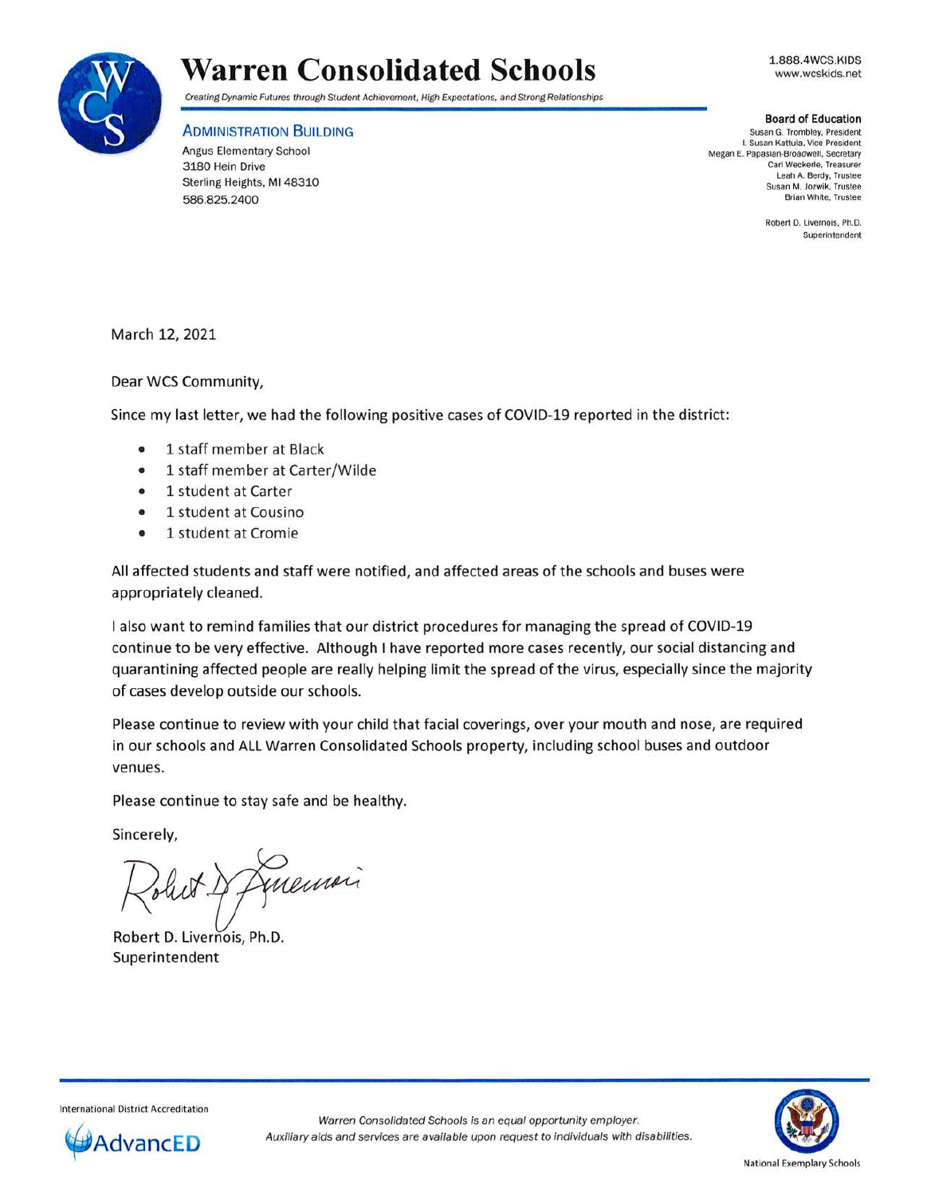# Warren Consolidated Schools

*Creating Dynamic Futures through Student Achievement, High Expectations, and Strong Relationships*

1.888.4WCS.KIDS
www.wcskids.net

**ADMINISTRATION BUILDING**
Angus Elementary School
3180 Hein Drive
Sterling Heights, MI 48310
586.825.2400

**Board of Education**
Susan G. Trombley, President
I. Susan Kattula, Vice President
Megan E. Papasian-Broadwell, Secretary
Carl Weckerle, Treasurer
Leah A. Berdy, Trustee
Susan M. Jozwik, Trustee
Brian White, Trustee

Robert D. Livernois, Ph.D.
Superintendent

March 12, 2021

Dear WCS Community,

Since my last letter, we had the following positive cases of COVID-19 reported in the district:

- 1 staff member at Black
- 1 staff member at Carter/Wilde
- 1 student at Carter
- 1 student at Cousino
- 1 student at Cromie

All affected students and staff were notified, and affected areas of the schools and buses were appropriately cleaned.

I also want to remind families that our district procedures for managing the spread of COVID-19 continue to be very effective. Although I have reported more cases recently, our social distancing and quarantining affected people are really helping limit the spread of the virus, especially since the majority of cases develop outside our schools.

Please continue to review with your child that facial coverings, over your mouth and nose, are required in our schools and ALL Warren Consolidated Schools property, including school buses and outdoor venues.

Please continue to stay safe and be healthy.

Sincerely,

Robert D. Livernois, Ph.D.
Superintendent

International District Accreditation
AdvancED

*Warren Consolidated Schools is an equal opportunity employer.*
*Auxiliary aids and services are available upon request to individuals with disabilities.*

National Exemplary Schools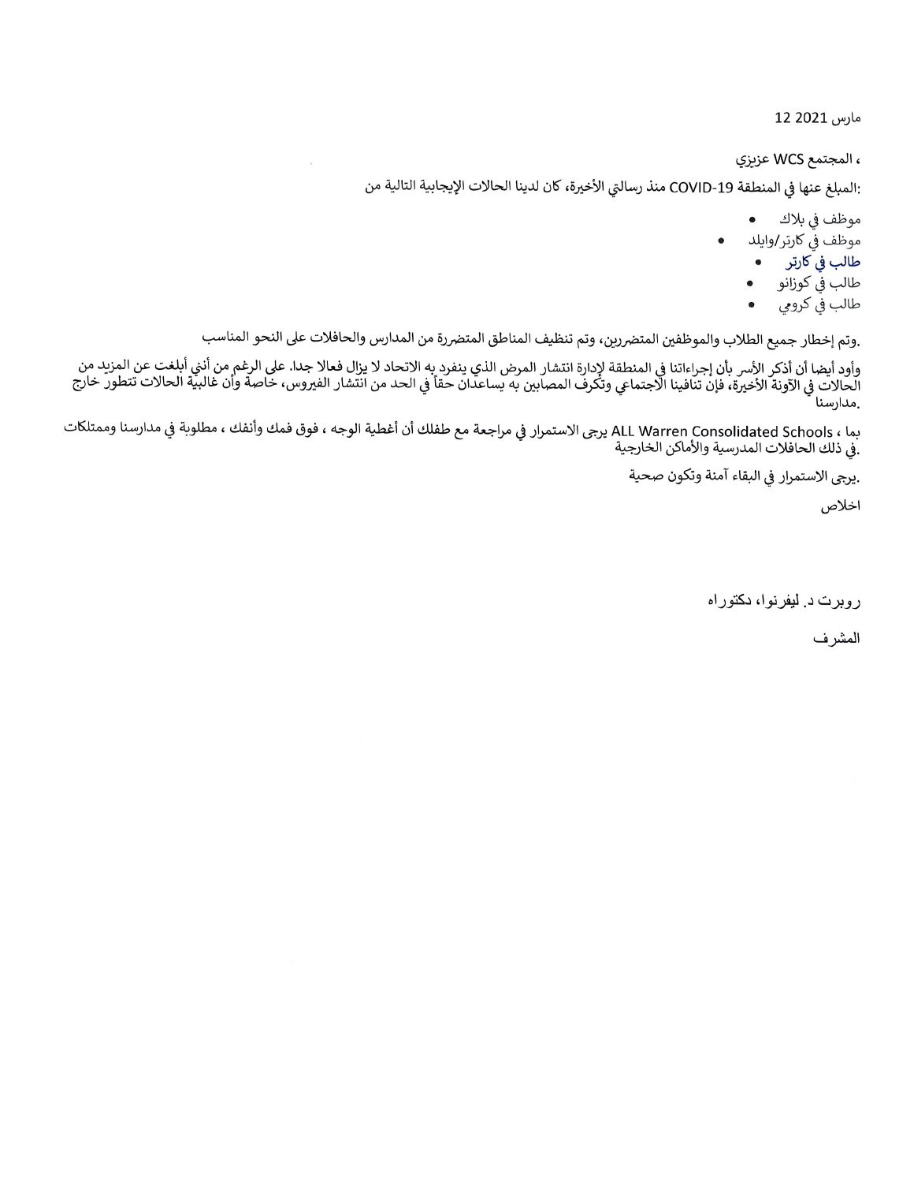مارس 12 2021

عزيزي WCS المجتمع ،

المبلغ عنها في المنطقة COVID-19 منذ رسالتي الأخيرة، كان لدينا الحالات الإيجابية التالية من:

- موظف في بلاك
- موظف في كارتر/وايلد
- طالب في كارتر
- طالب في كوزانو
- طالب في كرومي

وتم إخطار جميع الطلاب والموظفين المتضررين، وتم تنظيف المناطق المتضررة من المدارس والحافلات على النحو المناسب.

وأود أيضا أن أذكر الأسر بأن إجراءاتنا في المنطقة لإدارة انتشار المرض الذي ينفرد به الاتحاد لا يزال فعالا جدا. على الرغم من أنني أبلغت عن المزيد من الحالات في الآونة الأخيرة، فإن تنافينا الاجتماعي وتكرف المصابين به يساعدان حقاً في الحد من انتشار الفيروس، خاصة وأن غالبية الحالات تتطور خارج مدارسنا.

بما ، ALL Warren Consolidated Schools يرجى الاستمرار في مراجعة مع طفلك أن أغطية الوجه ، فوق فمك وأنفك ، مطلوبة في مدارسنا وممتلكات في ذلك الحافلات المدرسية والأماكن الخارجية.

يرجى الاستمرار في البقاء آمنة وتكون صحية.

اخلاص

روبرت د. ليفرنوا، دكتوراه

المشرف